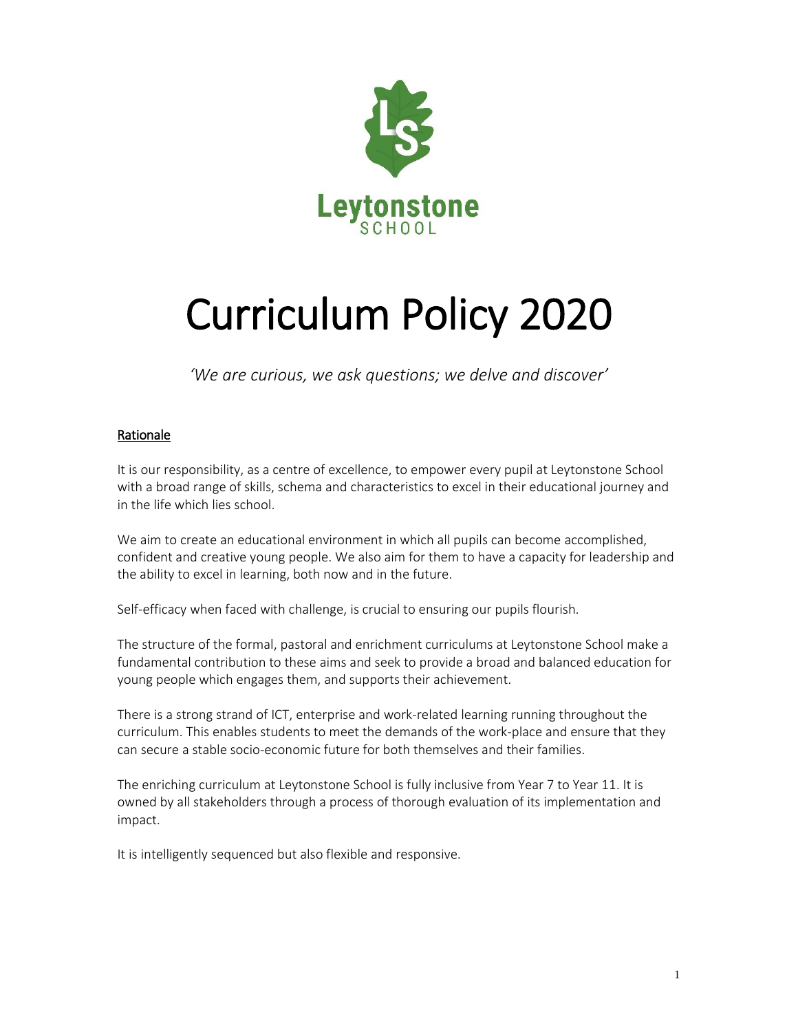Leytonstone SCHOOL

# Curriculum Policy 2020

*'We are curious, we ask questions; we delve and discover'*

## Rationale

It is our responsibility, as a centre of excellence, to empower every pupil at Leytonstone School with a broad range of skills, schema and characteristics to excel in their educational journey and in the life which lies school.

We aim to create an educational environment in which all pupils can become accomplished, confident and creative young people. We also aim for them to have a capacity for leadership and the ability to excel in learning, both now and in the future.

Self-efficacy when faced with challenge, is crucial to ensuring our pupils flourish.

The structure of the formal, pastoral and enrichment curriculums at Leytonstone School make a fundamental contribution to these aims and seek to provide a broad and balanced education for young people which engages them, and supports their achievement.

There is a strong strand of ICT, enterprise and work-related learning running throughout the curriculum. This enables students to meet the demands of the work-place and ensure that they can secure a stable socio-economic future for both themselves and their families.

The enriching curriculum at Leytonstone School is fully inclusive from Year 7 to Year 11. It is owned by all stakeholders through a process of thorough evaluation of its implementation and impact.

It is intelligently sequenced but also flexible and responsive.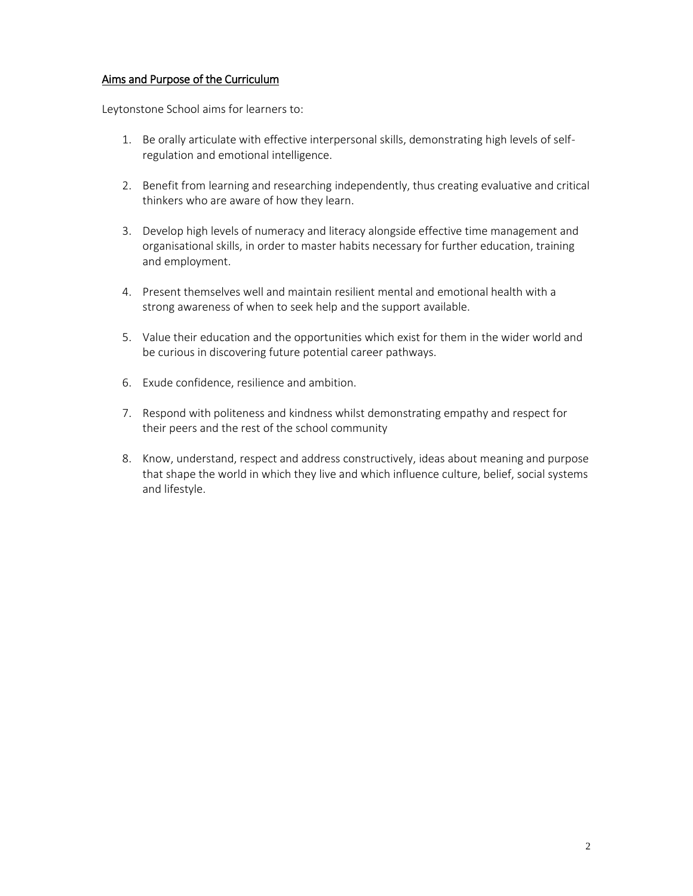## Aims and Purpose of the Curriculum

Leytonstone School aims for learners to:

1. Be orally articulate with effective interpersonal skills, demonstrating high levels of self-regulation and emotional intelligence.

2. Benefit from learning and researching independently, thus creating evaluative and critical thinkers who are aware of how they learn.

3. Develop high levels of numeracy and literacy alongside effective time management and organisational skills, in order to master habits necessary for further education, training and employment.

4. Present themselves well and maintain resilient mental and emotional health with a strong awareness of when to seek help and the support available.

5. Value their education and the opportunities which exist for them in the wider world and be curious in discovering future potential career pathways.

6. Exude confidence, resilience and ambition.

7. Respond with politeness and kindness whilst demonstrating empathy and respect for their peers and the rest of the school community

8. Know, understand, respect and address constructively, ideas about meaning and purpose that shape the world in which they live and which influence culture, belief, social systems and lifestyle.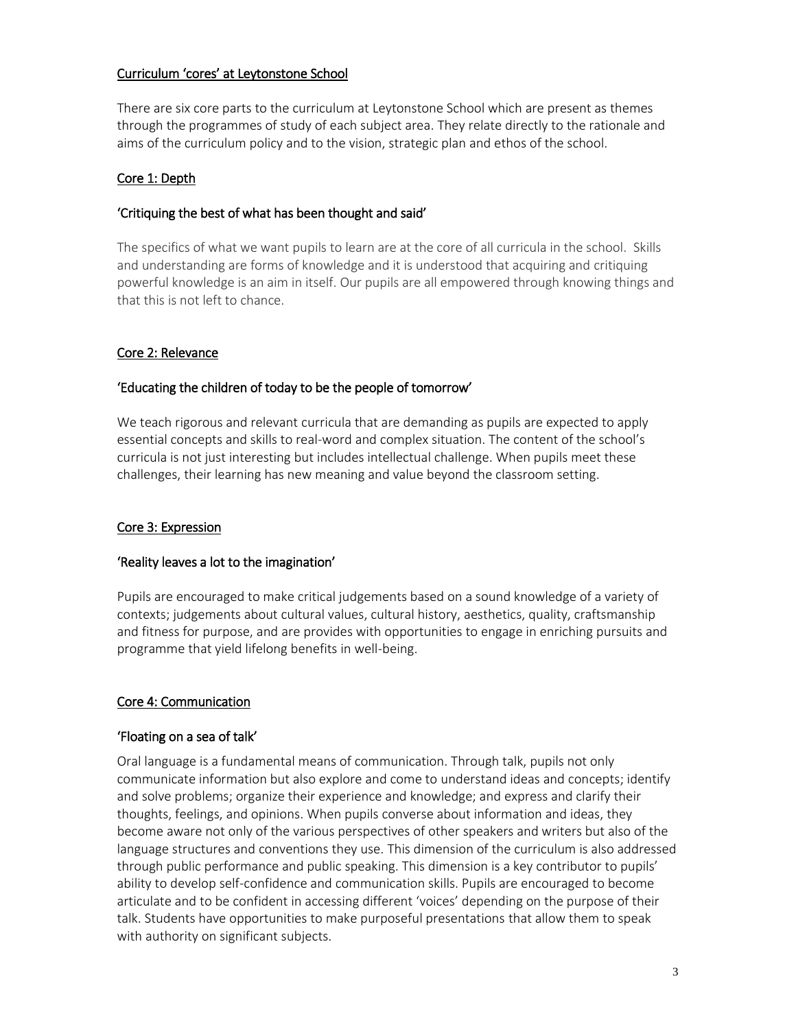## Curriculum 'cores' at Leytonstone School

There are six core parts to the curriculum at Leytonstone School which are present as themes through the programmes of study of each subject area. They relate directly to the rationale and aims of the curriculum policy and to the vision, strategic plan and ethos of the school.

### Core 1: Depth

#### 'Critiquing the best of what has been thought and said'

The specifics of what we want pupils to learn are at the core of all curricula in the school. Skills and understanding are forms of knowledge and it is understood that acquiring and critiquing powerful knowledge is an aim in itself. Our pupils are all empowered through knowing things and that this is not left to chance.

### Core 2: Relevance

#### 'Educating the children of today to be the people of tomorrow'

We teach rigorous and relevant curricula that are demanding as pupils are expected to apply essential concepts and skills to real-word and complex situation. The content of the school's curricula is not just interesting but includes intellectual challenge. When pupils meet these challenges, their learning has new meaning and value beyond the classroom setting.

### Core 3: Expression

#### 'Reality leaves a lot to the imagination'

Pupils are encouraged to make critical judgements based on a sound knowledge of a variety of contexts; judgements about cultural values, cultural history, aesthetics, quality, craftsmanship and fitness for purpose, and are provides with opportunities to engage in enriching pursuits and programme that yield lifelong benefits in well-being.

### Core 4: Communication

#### 'Floating on a sea of talk'

Oral language is a fundamental means of communication. Through talk, pupils not only communicate information but also explore and come to understand ideas and concepts; identify and solve problems; organize their experience and knowledge; and express and clarify their thoughts, feelings, and opinions. When pupils converse about information and ideas, they become aware not only of the various perspectives of other speakers and writers but also of the language structures and conventions they use. This dimension of the curriculum is also addressed through public performance and public speaking. This dimension is a key contributor to pupils' ability to develop self-confidence and communication skills. Pupils are encouraged to become articulate and to be confident in accessing different 'voices' depending on the purpose of their talk. Students have opportunities to make purposeful presentations that allow them to speak with authority on significant subjects.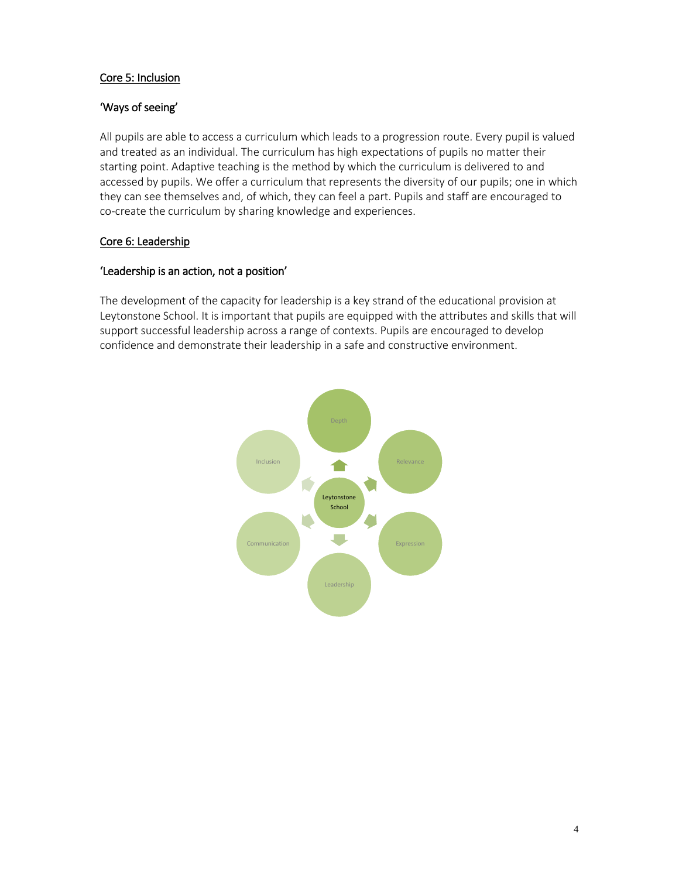## Core 5: Inclusion

### 'Ways of seeing'

All pupils are able to access a curriculum which leads to a progression route. Every pupil is valued and treated as an individual. The curriculum has high expectations of pupils no matter their starting point. Adaptive teaching is the method by which the curriculum is delivered to and accessed by pupils. We offer a curriculum that represents the diversity of our pupils; one in which they can see themselves and, of which, they can feel a part. Pupils and staff are encouraged to co-create the curriculum by sharing knowledge and experiences.

## Core 6: Leadership

### 'Leadership is an action, not a position'

The development of the capacity for leadership is a key strand of the educational provision at Leytonstone School. It is important that pupils are equipped with the attributes and skills that will support successful leadership across a range of contexts. Pupils are encouraged to develop confidence and demonstrate their leadership in a safe and constructive environment.

Depth

Inclusion

Relevance

Leytonstone School

Communication

Expression

Leadership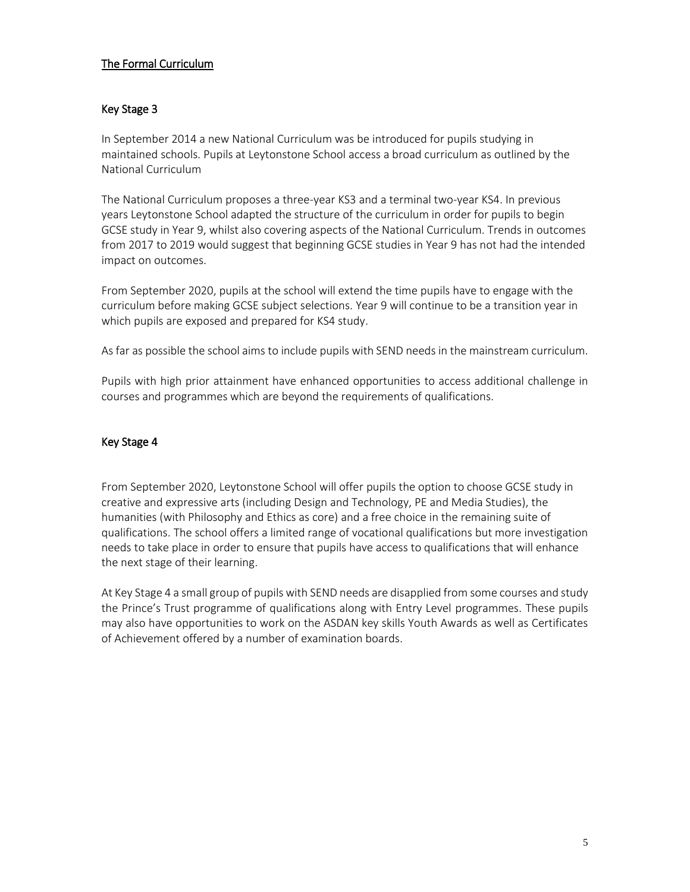## The Formal Curriculum

### Key Stage 3

In September 2014 a new National Curriculum was be introduced for pupils studying in maintained schools. Pupils at Leytonstone School access a broad curriculum as outlined by the National Curriculum

The National Curriculum proposes a three-year KS3 and a terminal two-year KS4. In previous years Leytonstone School adapted the structure of the curriculum in order for pupils to begin GCSE study in Year 9, whilst also covering aspects of the National Curriculum. Trends in outcomes from 2017 to 2019 would suggest that beginning GCSE studies in Year 9 has not had the intended impact on outcomes.

From September 2020, pupils at the school will extend the time pupils have to engage with the curriculum before making GCSE subject selections. Year 9 will continue to be a transition year in which pupils are exposed and prepared for KS4 study.

As far as possible the school aims to include pupils with SEND needs in the mainstream curriculum.

Pupils with high prior attainment have enhanced opportunities to access additional challenge in courses and programmes which are beyond the requirements of qualifications.

### Key Stage 4

From September 2020, Leytonstone School will offer pupils the option to choose GCSE study in creative and expressive arts (including Design and Technology, PE and Media Studies), the humanities (with Philosophy and Ethics as core) and a free choice in the remaining suite of qualifications. The school offers a limited range of vocational qualifications but more investigation needs to take place in order to ensure that pupils have access to qualifications that will enhance the next stage of their learning.

At Key Stage 4 a small group of pupils with SEND needs are disapplied from some courses and study the Prince's Trust programme of qualifications along with Entry Level programmes. These pupils may also have opportunities to work on the ASDAN key skills Youth Awards as well as Certificates of Achievement offered by a number of examination boards.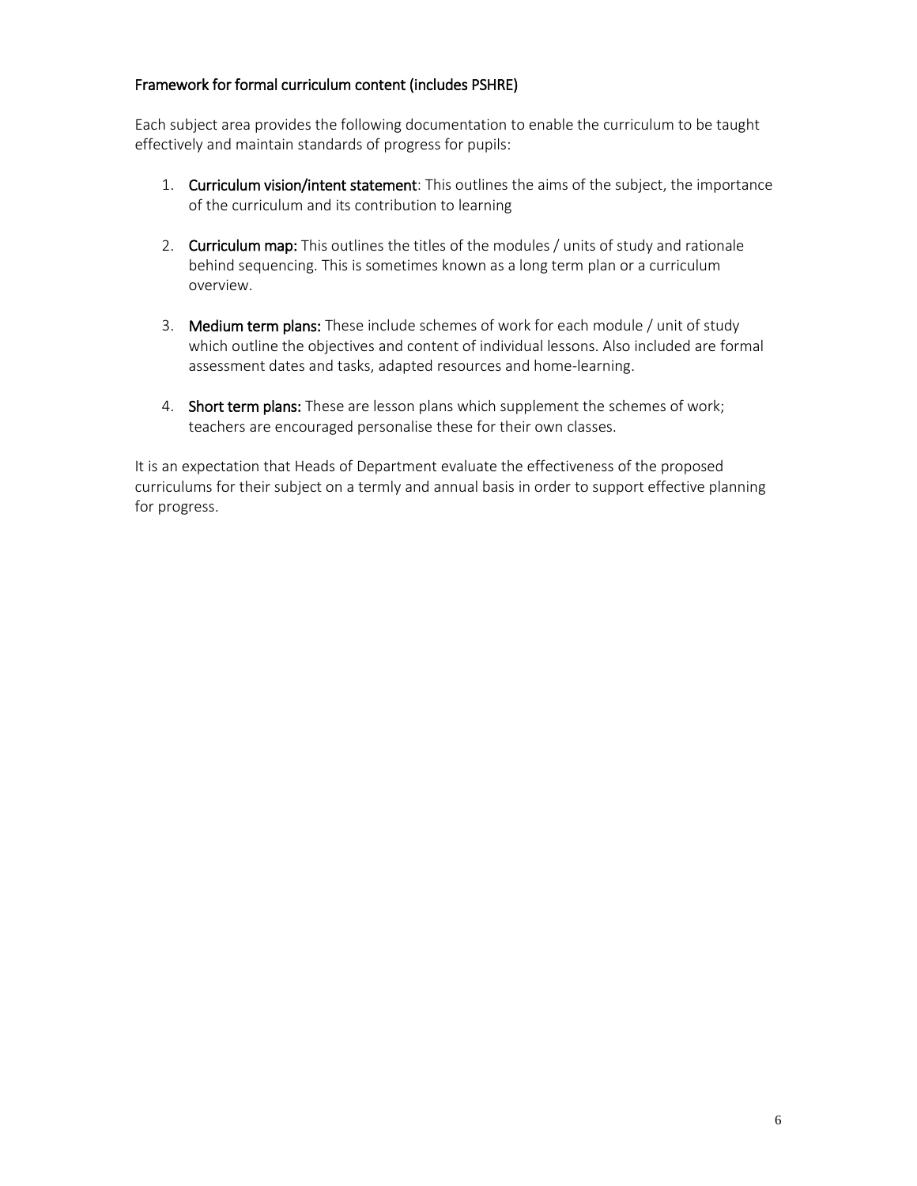### Framework for formal curriculum content (includes PSHRE)

Each subject area provides the following documentation to enable the curriculum to be taught effectively and maintain standards of progress for pupils:

1. **Curriculum vision/intent statement**: This outlines the aims of the subject, the importance of the curriculum and its contribution to learning

2. **Curriculum map:** This outlines the titles of the modules / units of study and rationale behind sequencing. This is sometimes known as a long term plan or a curriculum overview.

3. **Medium term plans:** These include schemes of work for each module / unit of study which outline the objectives and content of individual lessons. Also included are formal assessment dates and tasks, adapted resources and home-learning.

4. **Short term plans:** These are lesson plans which supplement the schemes of work; teachers are encouraged personalise these for their own classes.

It is an expectation that Heads of Department evaluate the effectiveness of the proposed curriculums for their subject on a termly and annual basis in order to support effective planning for progress.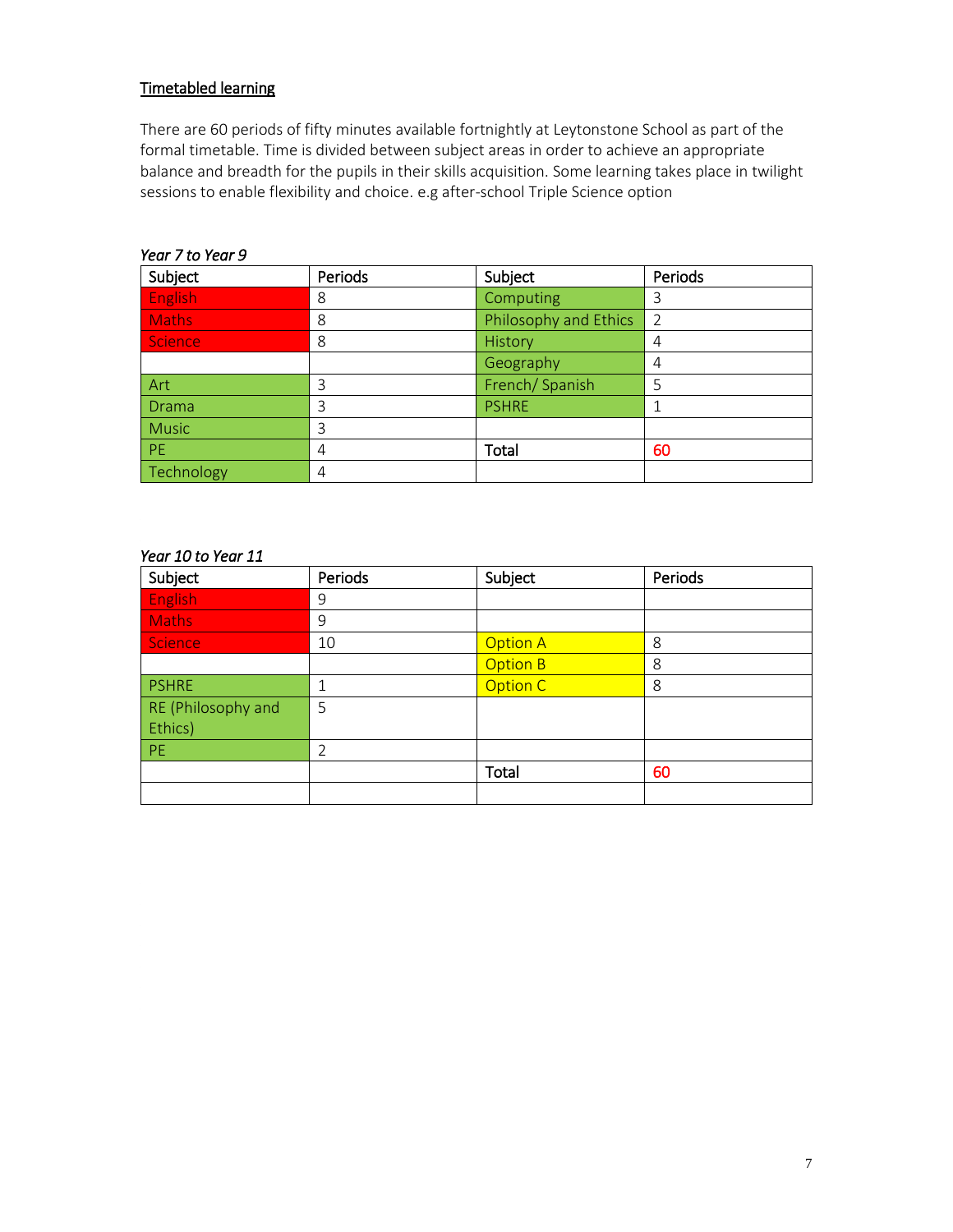**Timetabled learning**

There are 60 periods of fifty minutes available fortnightly at Leytonstone School as part of the formal timetable. Time is divided between subject areas in order to achieve an appropriate balance and breadth for the pupils in their skills acquisition. Some learning takes place in twilight sessions to enable flexibility and choice. e.g after-school Triple Science option

*Year 7 to Year 9*

| Subject | Periods | Subject | Periods |
|---|---|---|---|
| English | 8 | Computing | 3 |
| Maths | 8 | Philosophy and Ethics | 2 |
| Science | 8 | History | 4 |
| | | Geography | 4 |
| Art | 3 | French/ Spanish | 5 |
| Drama | 3 | PSHRE | 1 |
| Music | 3 | | |
| PE | 4 | Total | 60 |
| Technology | 4 | | |

*Year 10 to Year 11*

| Subject | Periods | Subject | Periods |
|---|---|---|---|
| English | 9 | | |
| Maths | 9 | | |
| Science | 10 | Option A | 8 |
| | | Option B | 8 |
| PSHRE | 1 | Option C | 8 |
| RE (Philosophy and Ethics) | 5 | | |
| PE | 2 | | |
| | | Total | 60 |
| | | | |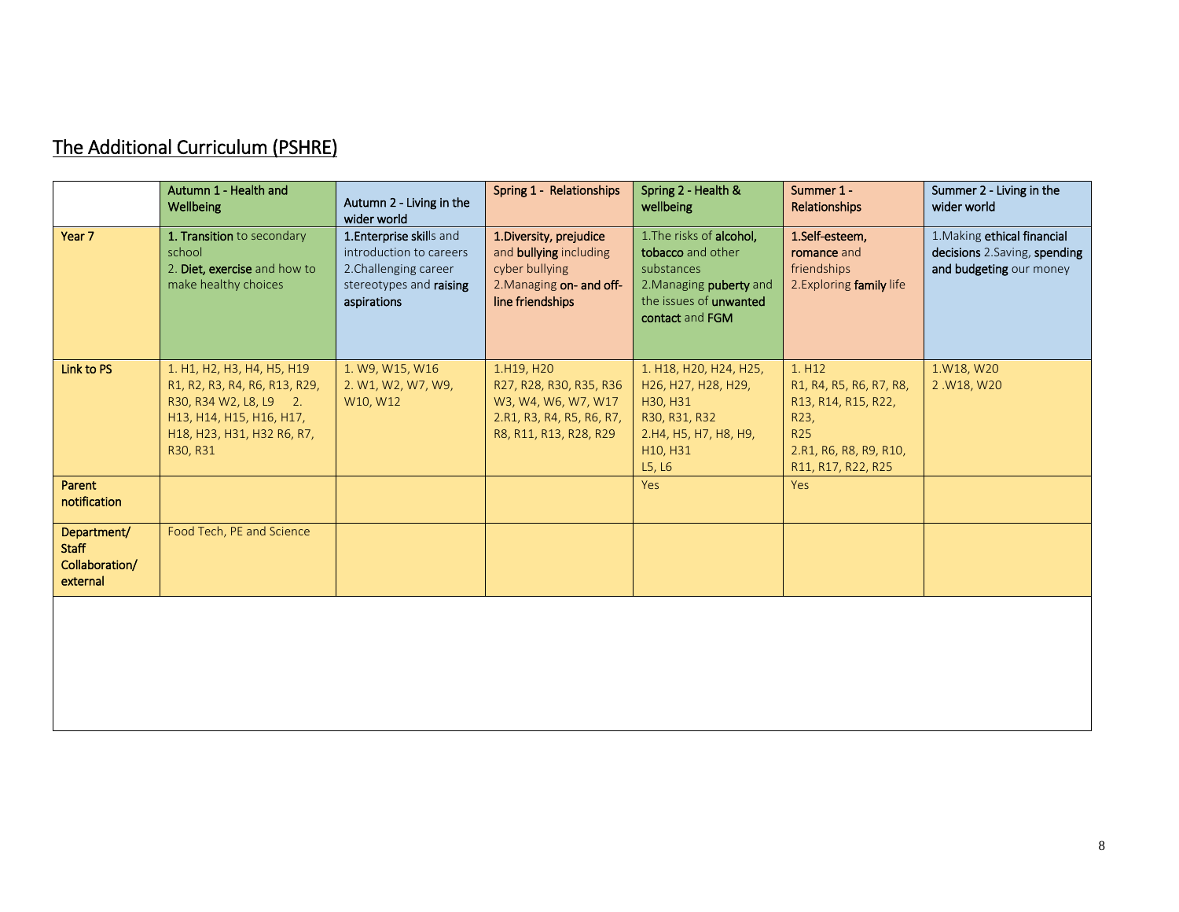## The Additional Curriculum (PSHRE)

| | Autumn 1 - Health and Wellbeing | Autumn 2 - Living in the wider world | Spring 1 - Relationships | Spring 2 - Health & wellbeing | Summer 1 - Relationships | Summer 2 - Living in the wider world |
|---|---|---|---|---|---|---|
| Year 7 | 1. **Transition** to secondary school<br>2. **Diet, exercise** and how to make healthy choices | 1.**Enterprise skil**ls and introduction to careers<br>2.Challenging career stereotypes and **raising aspirations** | 1.**Diversity, prejudice** and **bullying** including cyber bullying<br>2.Managing **on- and off-line friendships** | 1.The risks of **alcohol, tobacco** and other substances<br>2.Managing **puberty** and the issues of **unwanted contact** and **FGM** | 1.**Self-esteem, romance** and friendships<br>2.Exploring **family** life | 1.Making **ethical financial decisions** 2.Saving, **spending and budgeting** our money |
| Link to PS | 1. H1, H2, H3, H4, H5, H19 R1, R2, R3, R4, R6, R13, R29, R30, R34 W2, L8, L9 2. H13, H14, H15, H16, H17, H18, H23, H31, H32 R6, R7, R30, R31 | 1. W9, W15, W16<br>2. W1, W2, W7, W9, W10, W12 | 1.H19, H20 R27, R28, R30, R35, R36 W3, W4, W6, W7, W17<br>2.R1, R3, R4, R5, R6, R7, R8, R11, R13, R28, R29 | 1. H18, H20, H24, H25, H26, H27, H28, H29, H30, H31 R30, R31, R32<br>2.H4, H5, H7, H8, H9, H10, H31 L5, L6 | 1. H12 R1, R4, R5, R6, R7, R8, R13, R14, R15, R22, R23, R25<br>2.R1, R6, R8, R9, R10, R11, R17, R22, R25 | 1.W18, W20<br>2 .W18, W20 |
| Parent notification | | | | Yes | Yes | |
| Department/ Staff Collaboration/ external | Food Tech, PE and Science | | | | | |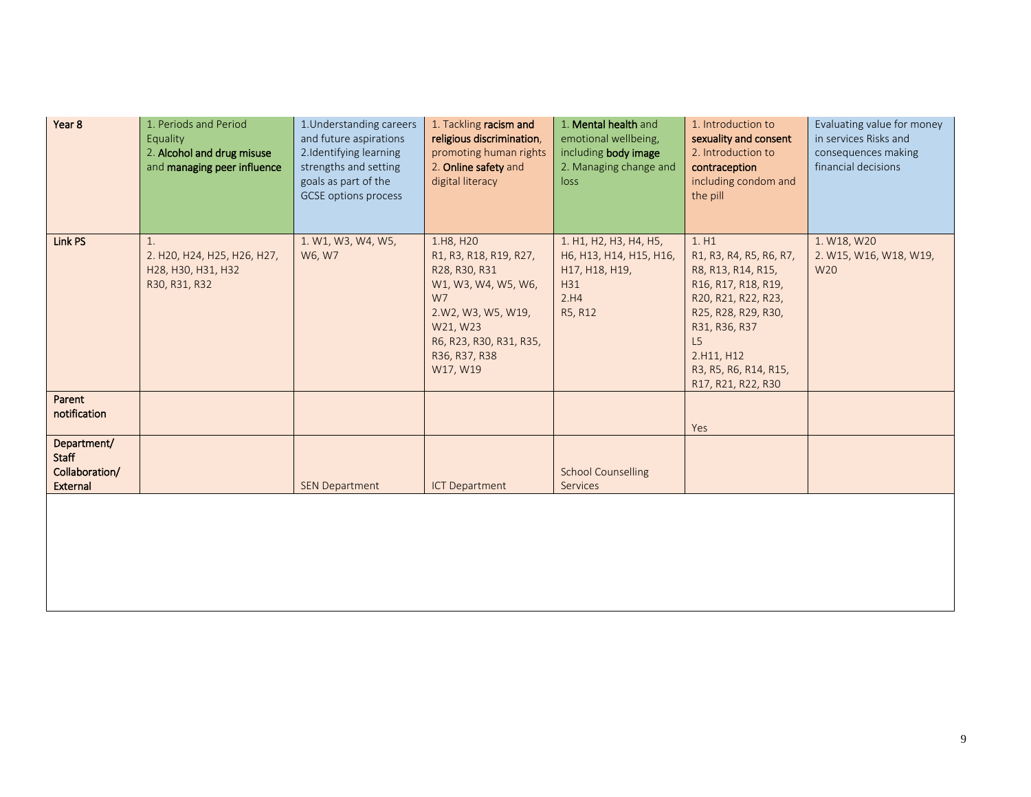| Year 8 | 1. Periods and Period Equality<br>2. **Alcohol and drug misuse** and **managing peer influence** | 1.Understanding careers and future aspirations<br>2.Identifying learning strengths and setting goals as part of the GCSE options process | 1. Tackling **racism and religious discrimination**, promoting human rights<br>2. **Online safety** and digital literacy | 1. **Mental health** and emotional wellbeing, including **body image**<br>2. Managing change and loss | 1. Introduction to **sexuality and consent**<br>2. Introduction to **contraception** including condom and the pill | Evaluating value for money in services Risks and consequences making financial decisions |
|---|---|---|---|---|---|---|
| **Link PS** | 1.<br>2. H20, H24, H25, H26, H27, H28, H30, H31, H32<br>R30, R31, R32 | 1. W1, W3, W4, W5, W6, W7 | 1.H8, H20<br>R1, R3, R18, R19, R27, R28, R30, R31<br>W1, W3, W4, W5, W6, W7<br>2.W2, W3, W5, W19, W21, W23<br>R6, R23, R30, R31, R35, R36, R37, R38<br>W17, W19 | 1. H1, H2, H3, H4, H5, H6, H13, H14, H15, H16, H17, H18, H19, H31<br>2.H4<br>R5, R12 | 1. H1<br>R1, R3, R4, R5, R6, R7, R8, R13, R14, R15, R16, R17, R18, R19, R20, R21, R22, R23, R25, R28, R29, R30, R31, R36, R37<br>L5<br>2.H11, H12<br>R3, R5, R6, R14, R15, R17, R21, R22, R30 | 1. W18, W20<br>2. W15, W16, W18, W19, W20 |
| **Parent notification** | | | | | Yes | |
| **Department/ Staff Collaboration/ External** | | SEN Department | ICT Department | School Counselling Services | | |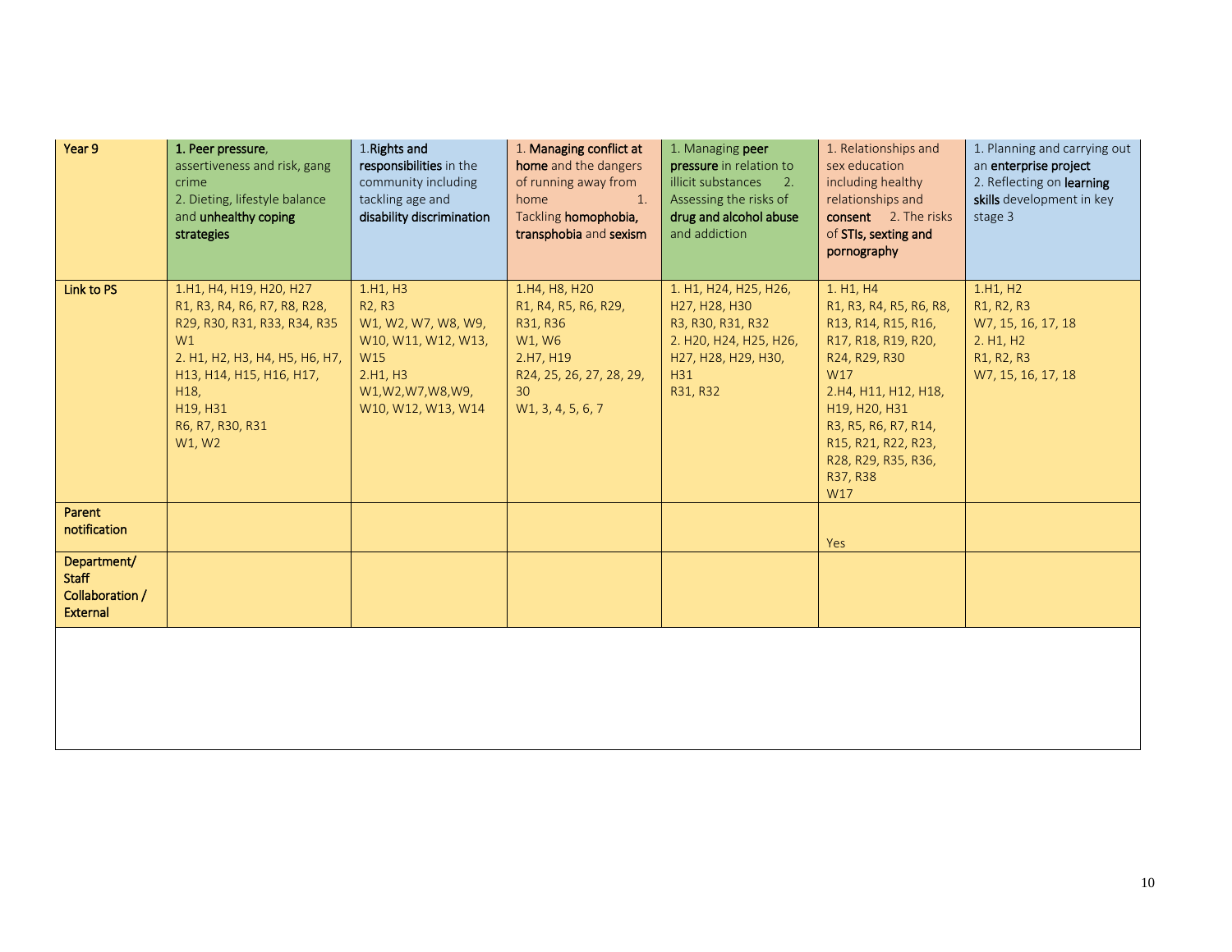| Year 9 | 1. **Peer pressure**, assertiveness and risk, gang crime<br>2. Dieting, lifestyle balance and **unhealthy coping strategies** | 1.**Rights and responsibilities** in the community including tackling age and **disability discrimination** | 1. **Managing conflict at home** and the dangers of running away from home 1. Tackling **homophobia, transphobia** and **sexism** | 1. Managing **peer pressure** in relation to illicit substances 2. Assessing the risks of **drug and alcohol abuse** and addiction | 1. Relationships and sex education including healthy relationships and **consent** 2. The risks of **STIs, sexting and pornography** | 1. Planning and carrying out an **enterprise project**<br>2. Reflecting on **learning skills** development in key stage 3 |
|---|---|---|---|---|---|---|
| **Link to PS** | 1.H1, H4, H19, H20, H27<br>R1, R3, R4, R6, R7, R8, R28, R29, R30, R31, R33, R34, R35<br>W1<br>2. H1, H2, H3, H4, H5, H6, H7, H13, H14, H15, H16, H17, H18,<br>H19, H31<br>R6, R7, R30, R31<br>W1, W2 | 1.H1, H3<br>R2, R3<br>W1, W2, W7, W8, W9, W10, W11, W12, W13, W15<br>2.H1, H3<br>W1,W2,W7,W8,W9, W10, W12, W13, W14 | 1.H4, H8, H20<br>R1, R4, R5, R6, R29, R31, R36<br>W1, W6<br>2.H7, H19<br>R24, 25, 26, 27, 28, 29, 30<br>W1, 3, 4, 5, 6, 7 | 1. H1, H24, H25, H26, H27, H28, H30<br>R3, R30, R31, R32<br>2. H20, H24, H25, H26, H27, H28, H29, H30, H31<br>R31, R32 | 1. H1, H4<br>R1, R3, R4, R5, R6, R8, R13, R14, R15, R16, R17, R18, R19, R20, R24, R29, R30<br>W17<br>2.H4, H11, H12, H18, H19, H20, H31<br>R3, R5, R6, R7, R14, R15, R21, R22, R23, R28, R29, R35, R36, R37, R38<br>W17 | 1.H1, H2<br>R1, R2, R3<br>W7, 15, 16, 17, 18<br>2. H1, H2<br>R1, R2, R3<br>W7, 15, 16, 17, 18 |
| **Parent notification** | | | | | Yes | |
| **Department/ Staff Collaboration / External** | | | | | | |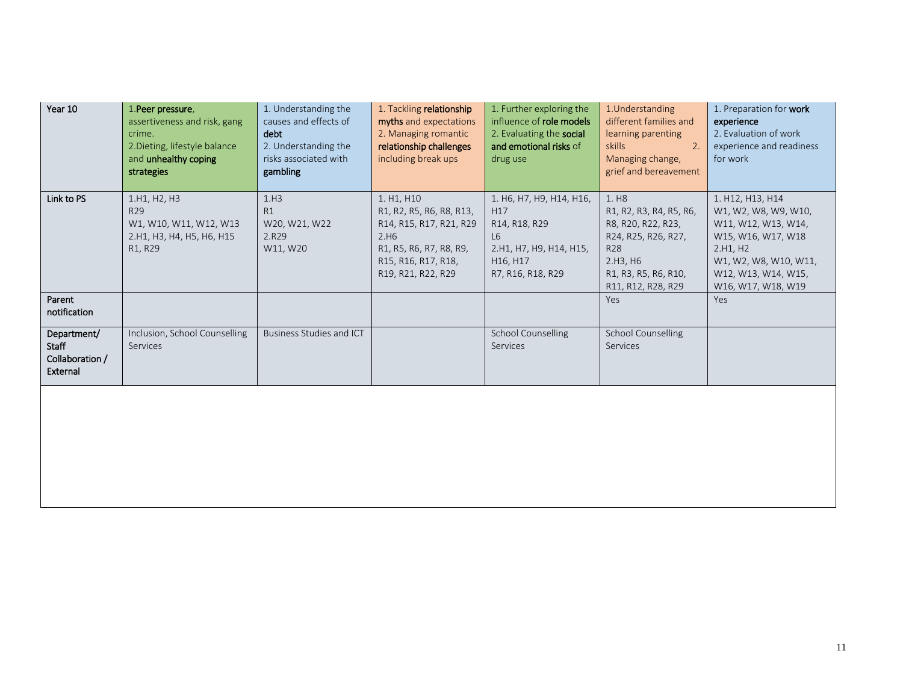| Year 10 | 1.**Peer pressure**, assertiveness and risk, gang crime.<br>2.Dieting, lifestyle balance and **unhealthy coping strategies** | 1. Understanding the causes and effects of **debt**<br>2. Understanding the risks associated with **gambling** | 1. Tackling **relationship myths** and expectations<br>2. Managing romantic **relationship challenges** including break ups | 1. Further exploring the influence of **role models**<br>2. Evaluating the **social and emotional risks** of drug use | 1.Understanding different families and learning parenting skills 2. Managing change, grief and bereavement | 1. Preparation for **work experience**<br>2. Evaluation of work experience and readiness for work |
|---|---|---|---|---|---|---|
| Link to PS | 1.H1, H2, H3<br>R29<br>W1, W10, W11, W12, W13<br>2.H1, H3, H4, H5, H6, H15<br>R1, R29 | 1.H3<br>R1<br>W20, W21, W22<br>2.R29<br>W11, W20 | 1. H1, H10<br>R1, R2, R5, R6, R8, R13, R14, R15, R17, R21, R29<br>2.H6<br>R1, R5, R6, R7, R8, R9, R15, R16, R17, R18, R19, R21, R22, R29 | 1. H6, H7, H9, H14, H16, H17<br>R14, R18, R29<br>L6<br>2.H1, H7, H9, H14, H15, H16, H17<br>R7, R16, R18, R29 | 1. H8<br>R1, R2, R3, R4, R5, R6, R8, R20, R22, R23, R24, R25, R26, R27, R28<br>2.H3, H6<br>R1, R3, R5, R6, R10, R11, R12, R28, R29 | 1. H12, H13, H14<br>W1, W2, W8, W9, W10, W11, W12, W13, W14, W15, W16, W17, W18<br>2.H1, H2<br>W1, W2, W8, W10, W11, W12, W13, W14, W15, W16, W17, W18, W19 |
| Parent notification | | | | | Yes | Yes |
| Department/ Staff Collaboration / External | Inclusion, School Counselling Services | Business Studies and ICT | | School Counselling Services | School Counselling Services | |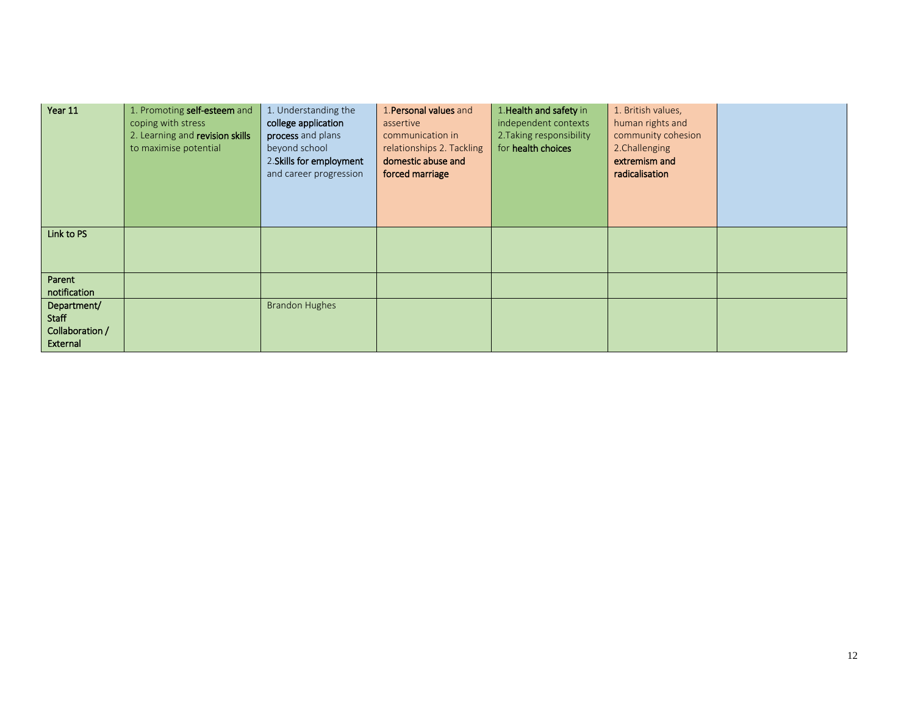| Year 11 | 1. Promoting **self-esteem** and coping with stress<br>2. Learning and **revision skills** to maximise potential | 1. Understanding the **college application process** and plans beyond school<br>2.**Skills for employment** and career progression | 1.**Personal values** and assertive communication in relationships 2. Tackling **domestic abuse and forced marriage** | 1.**Health and safety** in independent contexts<br>2.Taking responsibility for **health choices** | 1. British values, human rights and community cohesion<br>2.Challenging **extremism and radicalisation** | |
|---|---|---|---|---|---|---|
| Link to PS | | | | | | |
| Parent notification | | | | | | |
| Department/ Staff Collaboration / External | | Brandon Hughes | | | | |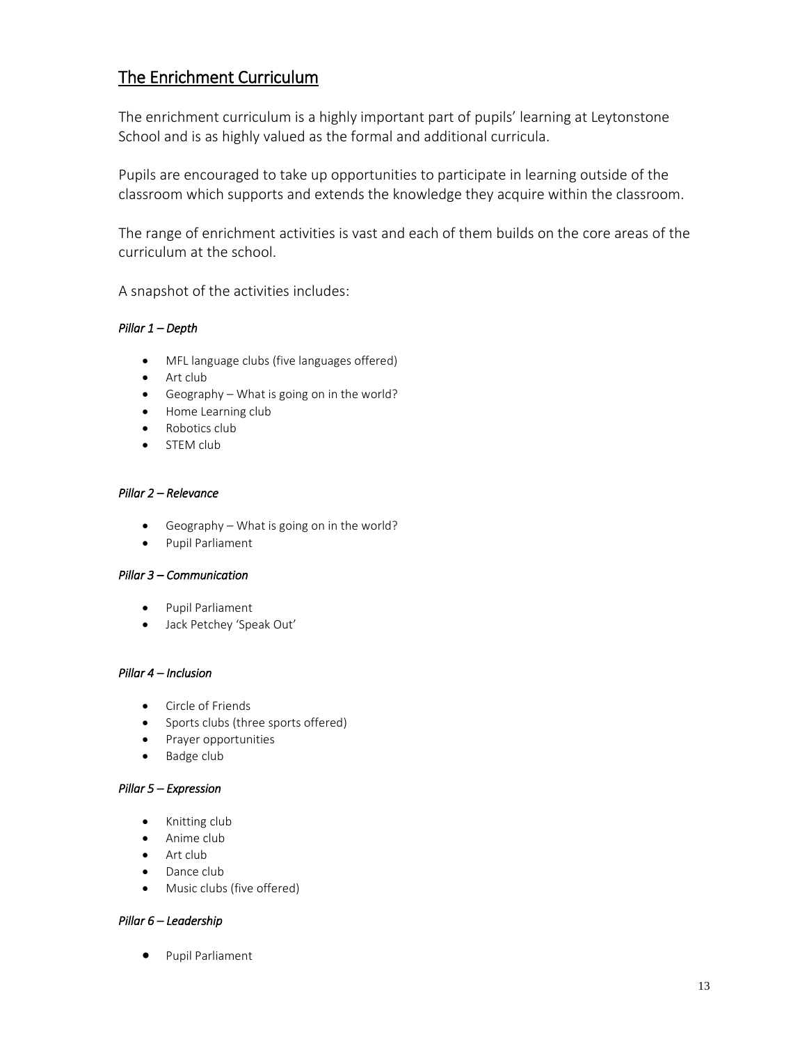## The Enrichment Curriculum

The enrichment curriculum is a highly important part of pupils' learning at Leytonstone School and is as highly valued as the formal and additional curricula.

Pupils are encouraged to take up opportunities to participate in learning outside of the classroom which supports and extends the knowledge they acquire within the classroom.

The range of enrichment activities is vast and each of them builds on the core areas of the curriculum at the school.

A snapshot of the activities includes:

*Pillar 1 – Depth*

- MFL language clubs (five languages offered)
- Art club
- Geography – What is going on in the world?
- Home Learning club
- Robotics club
- STEM club

*Pillar 2 – Relevance*

- Geography – What is going on in the world?
- Pupil Parliament

*Pillar 3 – Communication*

- Pupil Parliament
- Jack Petchey 'Speak Out'

*Pillar 4 – Inclusion*

- Circle of Friends
- Sports clubs (three sports offered)
- Prayer opportunities
- Badge club

*Pillar 5 – Expression*

- Knitting club
- Anime club
- Art club
- Dance club
- Music clubs (five offered)

*Pillar 6 – Leadership*

- Pupil Parliament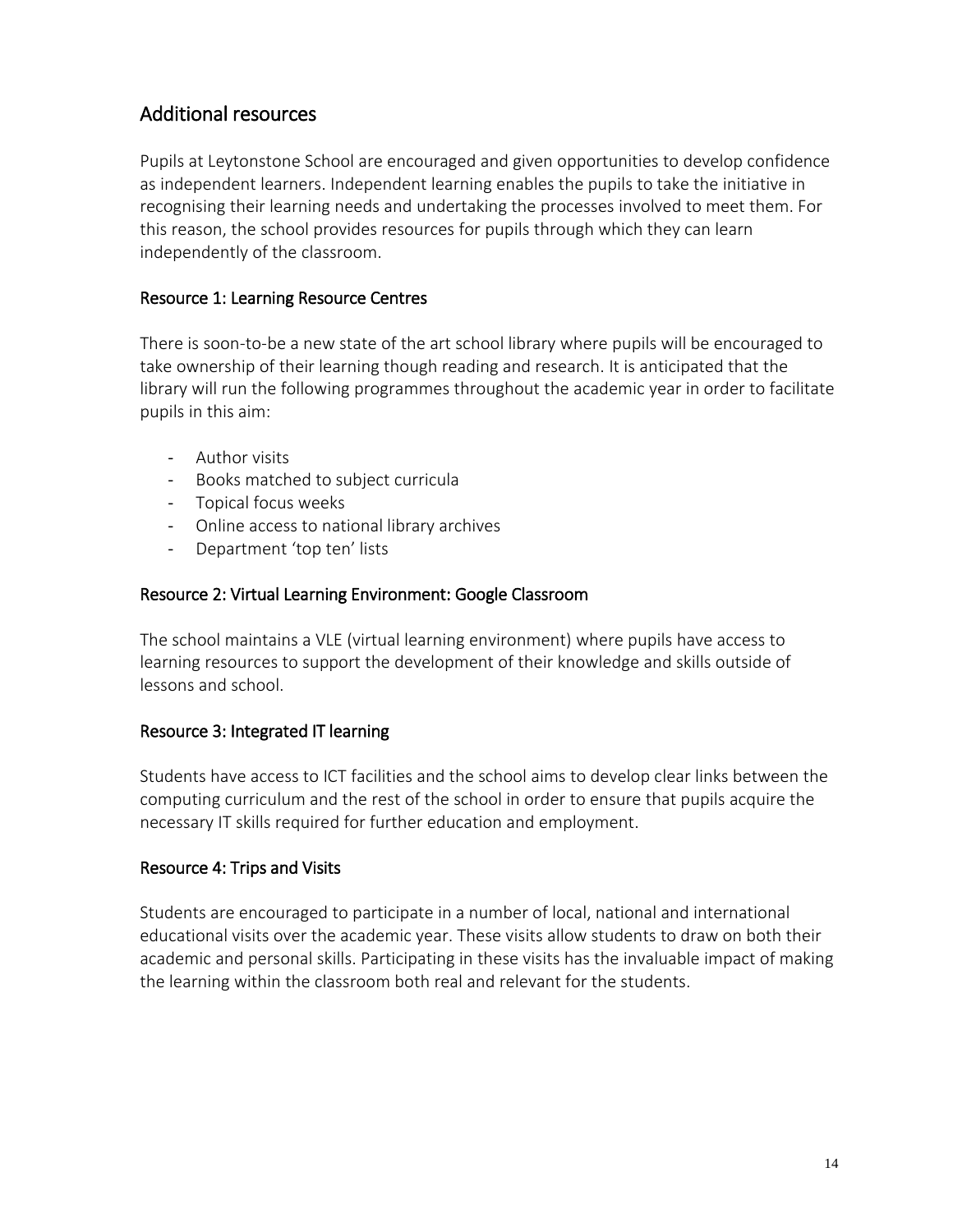## Additional resources

Pupils at Leytonstone School are encouraged and given opportunities to develop confidence as independent learners. Independent learning enables the pupils to take the initiative in recognising their learning needs and undertaking the processes involved to meet them. For this reason, the school provides resources for pupils through which they can learn independently of the classroom.

### Resource 1: Learning Resource Centres

There is soon-to-be a new state of the art school library where pupils will be encouraged to take ownership of their learning though reading and research. It is anticipated that the library will run the following programmes throughout the academic year in order to facilitate pupils in this aim:

- Author visits
- Books matched to subject curricula
- Topical focus weeks
- Online access to national library archives
- Department 'top ten' lists

### Resource 2: Virtual Learning Environment: Google Classroom

The school maintains a VLE (virtual learning environment) where pupils have access to learning resources to support the development of their knowledge and skills outside of lessons and school.

### Resource 3: Integrated IT learning

Students have access to ICT facilities and the school aims to develop clear links between the computing curriculum and the rest of the school in order to ensure that pupils acquire the necessary IT skills required for further education and employment.

### Resource 4: Trips and Visits

Students are encouraged to participate in a number of local, national and international educational visits over the academic year. These visits allow students to draw on both their academic and personal skills. Participating in these visits has the invaluable impact of making the learning within the classroom both real and relevant for the students.